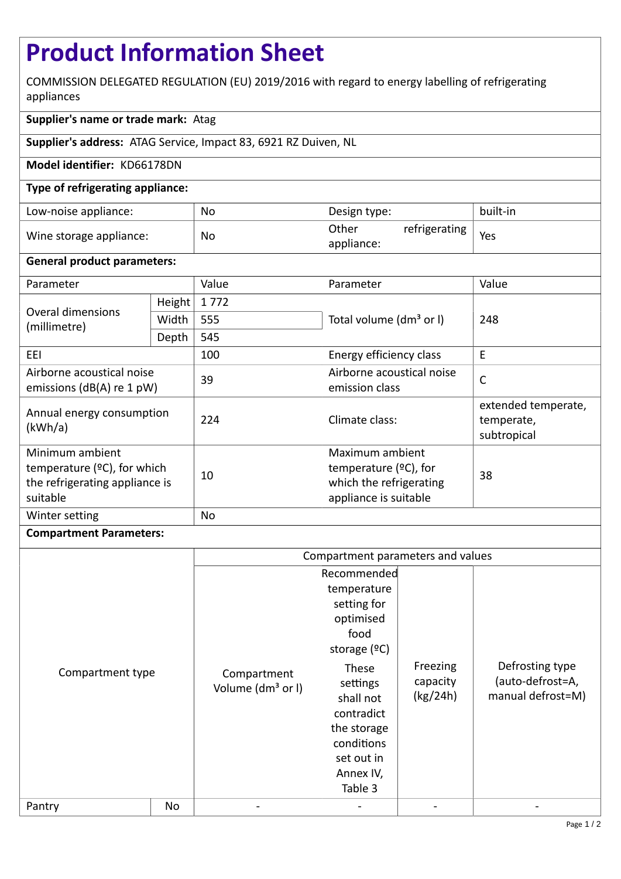# Product Information Sheet

COMMISSION DELEGATED REGULATION (EU) 2019/2016 with regard to energy labelling of refrigerating appliances

**Supplier's name or trade mark:** Atag

**Supplier's address:** ATAG Service, Impact 83, 6921 RZ Duiven, NL

**Model identifier:** KD66178DN

**Type of refrigerating appliance:**

| | | | |
|---|---|---|---|
| Low-noise appliance: | No | Design type: | built-in |
| Wine storage appliance: | No | Other refrigerating appliance: | Yes |

**General product parameters:**

| Parameter | | Value | Parameter | Value |
|---|---|---|---|---|
| Overal dimensions (millimetre) | Height | 1 772 | Total volume (dm³ or l) | 248 |
| | Width | 555 | | |
| | Depth | 545 | | |
| EEI | | 100 | Energy efficiency class | E |
| Airborne acoustical noise emissions (dB(A) re 1 pW) | | 39 | Airborne acoustical noise emission class | C |
| Annual energy consumption (kWh/a) | | 224 | Climate class: | extended temperate, temperate, subtropical |
| Minimum ambient temperature (ºC), for which the refrigerating appliance is suitable | | 10 | Maximum ambient temperature (ºC), for which the refrigerating appliance is suitable | 38 |
| Winter setting | | No | | |

**Compartment Parameters:**

| Compartment type | | Compartment parameters and values | | | |
|---|---|---|---|---|---|
| | | Compartment Volume (dm³ or l) | Recommended temperature setting for optimised food storage (ºC) These settings shall not contradict the storage conditions set out in Annex IV, Table 3 | Freezing capacity (kg/24h) | Defrosting type (auto-defrost=A, manual defrost=M) |
| Pantry | No | - | - | - | - |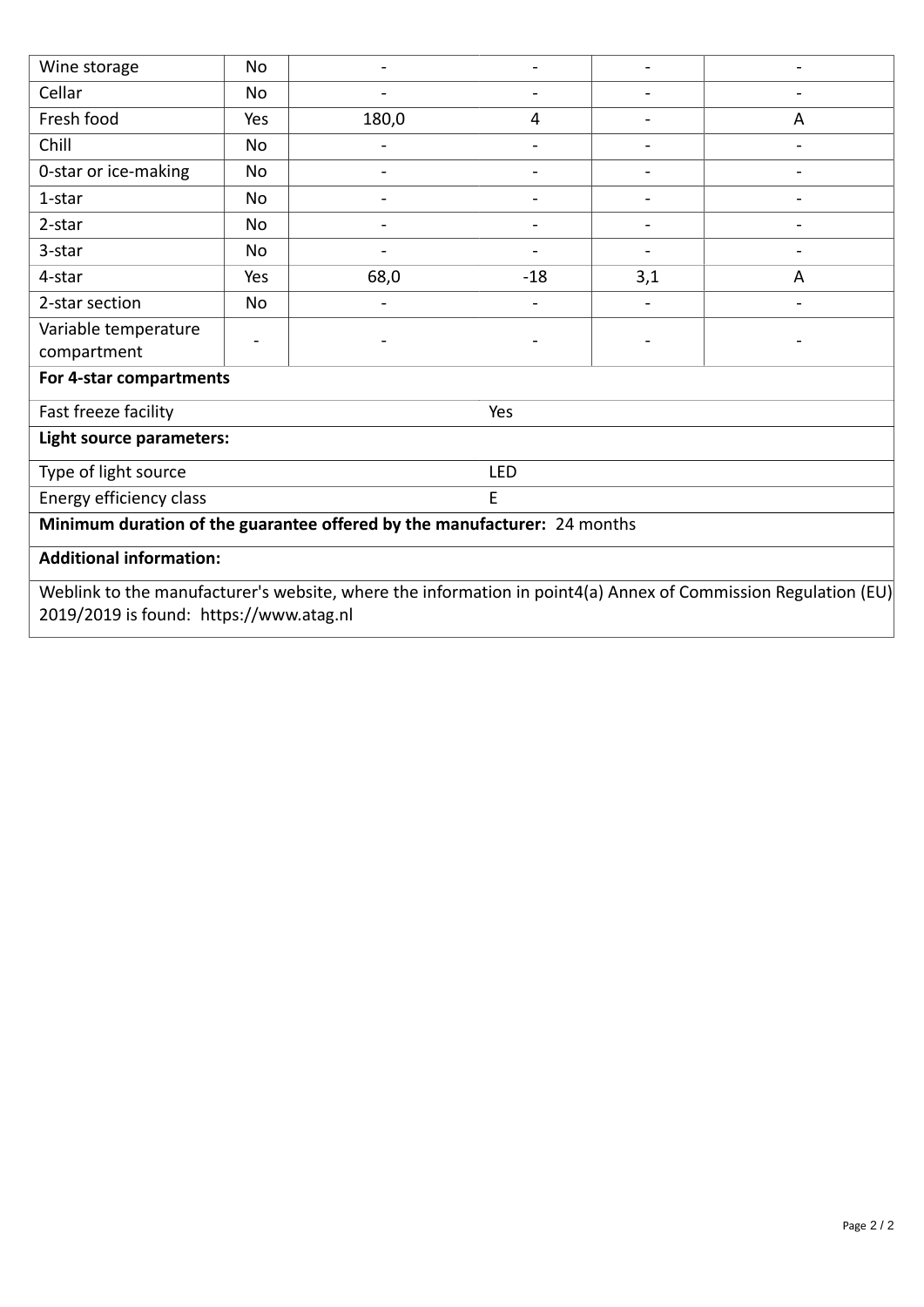| | | | | | |
|---|---|---|---|---|---|
| Wine storage | No | - | - | - | - |
| Cellar | No | - | - | - | - |
| Fresh food | Yes | 180,0 | 4 | - | A |
| Chill | No | - | - | - | - |
| 0-star or ice-making | No | - | - | - | - |
| 1-star | No | - | - | - | - |
| 2-star | No | - | - | - | - |
| 3-star | No | - | - | - | - |
| 4-star | Yes | 68,0 | -18 | 3,1 | A |
| 2-star section | No | - | - | - | - |
| Variable temperature compartment | - | - | - | - | - |

**For 4-star compartments**

| | |
|---|---|
| Fast freeze facility | Yes |

**Light source parameters:**

| | |
|---|---|
| Type of light source | LED |
| Energy efficiency class | E |

**Minimum duration of the guarantee offered by the manufacturer:** 24 months

**Additional information:**

Weblink to the manufacturer's website, where the information in point4(a) Annex of Commission Regulation (EU) 2019/2019 is found: https://www.atag.nl